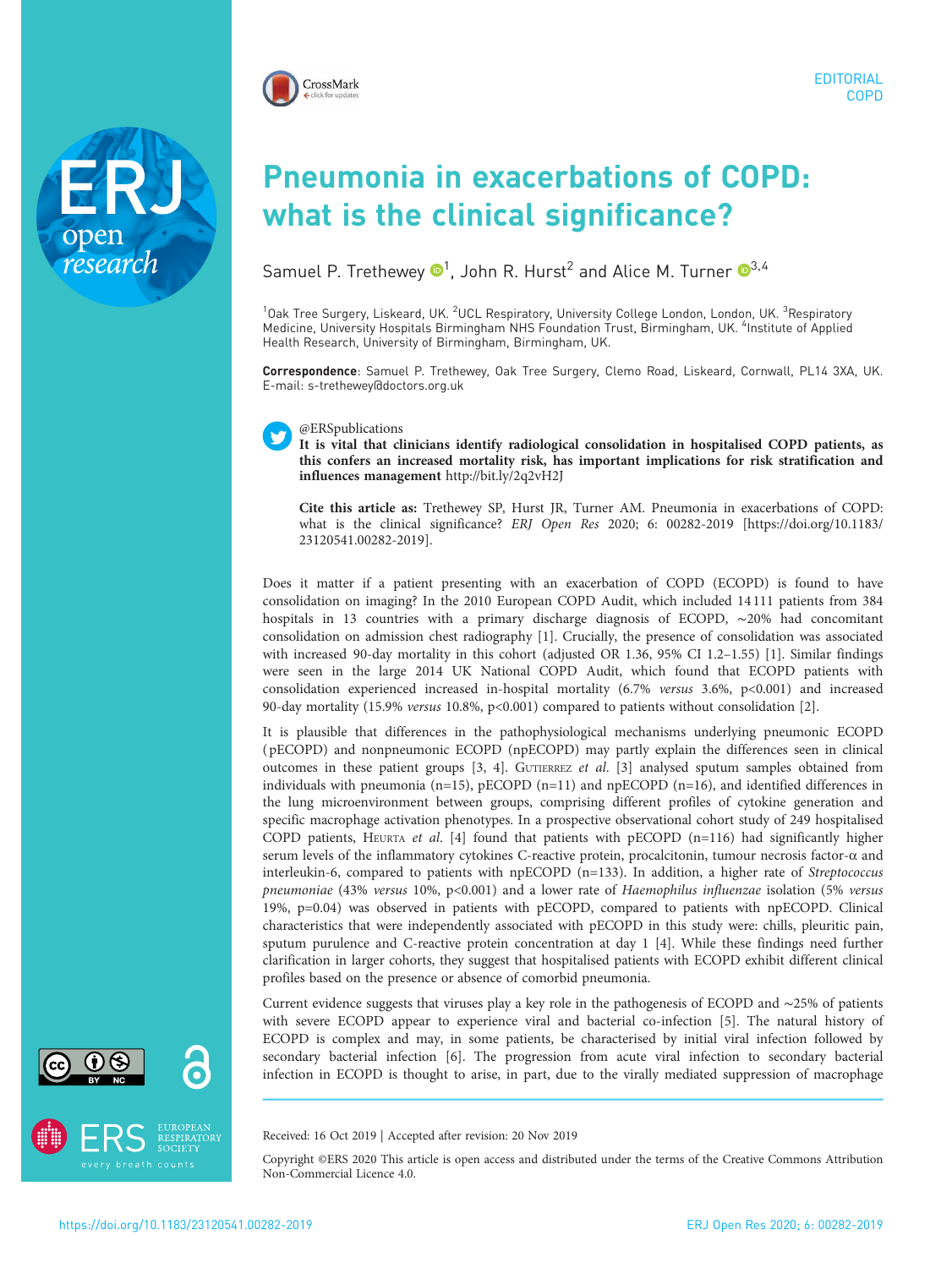EDITORIAL
COPD

# Pneumonia in exacerbations of COPD: what is the clinical significance?

Samuel P. Trethewey[1], John R. Hurst[2] and Alice M. Turner[3,4]

[1]Oak Tree Surgery, Liskeard, UK. [2]UCL Respiratory, University College London, London, UK. [3]Respiratory Medicine, University Hospitals Birmingham NHS Foundation Trust, Birmingham, UK. [4]Institute of Applied Health Research, University of Birmingham, Birmingham, UK.

**Correspondence**: Samuel P. Trethewey, Oak Tree Surgery, Clemo Road, Liskeard, Cornwall, PL14 3XA, UK. E-mail: s-trethewey@doctors.org.uk

@ERSpublications
**It is vital that clinicians identify radiological consolidation in hospitalised COPD patients, as this confers an increased mortality risk, has important implications for risk stratification and influences management** http://bit.ly/2q2vH2J

**Cite this article as:** Trethewey SP, Hurst JR, Turner AM. Pneumonia in exacerbations of COPD: what is the clinical significance? *ERJ Open Res* 2020; 6: 00282-2019 [https://doi.org/10.1183/23120541.00282-2019].

Does it matter if a patient presenting with an exacerbation of COPD (ECOPD) is found to have consolidation on imaging? In the 2010 European COPD Audit, which included 14 111 patients from 384 hospitals in 13 countries with a primary discharge diagnosis of ECOPD, ∼20% had concomitant consolidation on admission chest radiography [1]. Crucially, the presence of consolidation was associated with increased 90-day mortality in this cohort (adjusted OR 1.36, 95% CI 1.2–1.55) [1]. Similar findings were seen in the large 2014 UK National COPD Audit, which found that ECOPD patients with consolidation experienced increased in-hospital mortality (6.7% *versus* 3.6%, $p<0.001$) and increased 90-day mortality (15.9% *versus* 10.8%, $p<0.001$) compared to patients without consolidation [2].

It is plausible that differences in the pathophysiological mechanisms underlying pneumonic ECOPD (pECOPD) and nonpneumonic ECOPD (npECOPD) may partly explain the differences seen in clinical outcomes in these patient groups [3, 4]. Gutierrez *et al.* [3] analysed sputum samples obtained from individuals with pneumonia (n=15), pECOPD (n=11) and npECOPD (n=16), and identified differences in the lung microenvironment between groups, comprising different profiles of cytokine generation and specific macrophage activation phenotypes. In a prospective observational cohort study of 249 hospitalised COPD patients, Heurta *et al.* [4] found that patients with pECOPD (n=116) had significantly higher serum levels of the inflammatory cytokines C-reactive protein, procalcitonin, tumour necrosis factor-α and interleukin-6, compared to patients with npECOPD (n=133). In addition, a higher rate of *Streptococcus pneumoniae* (43% *versus* 10%, $p<0.001$) and a lower rate of *Haemophilus influenzae* isolation (5% *versus* 19%, $p=0.04$) was observed in patients with pECOPD, compared to patients with npECOPD. Clinical characteristics that were independently associated with pECOPD in this study were: chills, pleuritic pain, sputum purulence and C-reactive protein concentration at day 1 [4]. While these findings need further clarification in larger cohorts, they suggest that hospitalised patients with ECOPD exhibit different clinical profiles based on the presence or absence of comorbid pneumonia.

Current evidence suggests that viruses play a key role in the pathogenesis of ECOPD and ∼25% of patients with severe ECOPD appear to experience viral and bacterial co-infection [5]. The natural history of ECOPD is complex and may, in some patients, be characterised by initial viral infection followed by secondary bacterial infection [6]. The progression from acute viral infection to secondary bacterial infection in ECOPD is thought to arise, in part, due to the virally mediated suppression of macrophage

Received: 16 Oct 2019 | Accepted after revision: 20 Nov 2019

Copyright ©ERS 2020 This article is open access and distributed under the terms of the Creative Commons Attribution Non-Commercial Licence 4.0.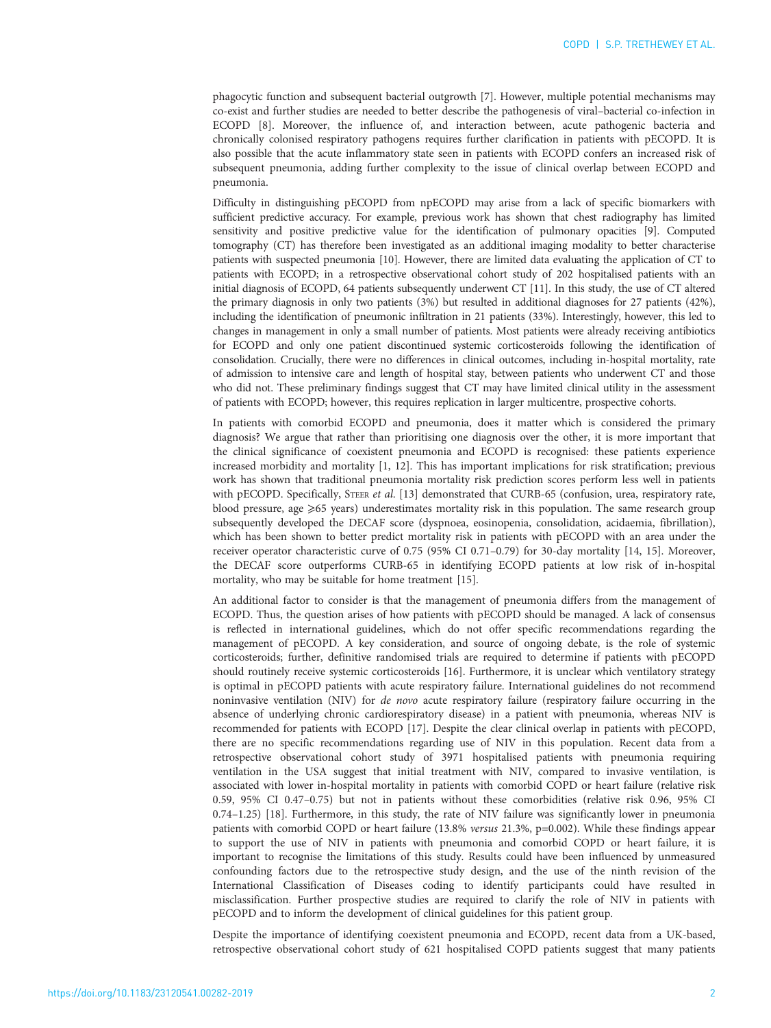phagocytic function and subsequent bacterial outgrowth [7]. However, multiple potential mechanisms may co-exist and further studies are needed to better describe the pathogenesis of viral–bacterial co-infection in ECOPD [8]. Moreover, the influence of, and interaction between, acute pathogenic bacteria and chronically colonised respiratory pathogens requires further clarification in patients with pECOPD. It is also possible that the acute inflammatory state seen in patients with ECOPD confers an increased risk of subsequent pneumonia, adding further complexity to the issue of clinical overlap between ECOPD and pneumonia.

Difficulty in distinguishing pECOPD from npECOPD may arise from a lack of specific biomarkers with sufficient predictive accuracy. For example, previous work has shown that chest radiography has limited sensitivity and positive predictive value for the identification of pulmonary opacities [9]. Computed tomography (CT) has therefore been investigated as an additional imaging modality to better characterise patients with suspected pneumonia [10]. However, there are limited data evaluating the application of CT to patients with ECOPD; in a retrospective observational cohort study of 202 hospitalised patients with an initial diagnosis of ECOPD, 64 patients subsequently underwent CT [11]. In this study, the use of CT altered the primary diagnosis in only two patients (3%) but resulted in additional diagnoses for 27 patients (42%), including the identification of pneumonic infiltration in 21 patients (33%). Interestingly, however, this led to changes in management in only a small number of patients. Most patients were already receiving antibiotics for ECOPD and only one patient discontinued systemic corticosteroids following the identification of consolidation. Crucially, there were no differences in clinical outcomes, including in-hospital mortality, rate of admission to intensive care and length of hospital stay, between patients who underwent CT and those who did not. These preliminary findings suggest that CT may have limited clinical utility in the assessment of patients with ECOPD; however, this requires replication in larger multicentre, prospective cohorts.

In patients with comorbid ECOPD and pneumonia, does it matter which is considered the primary diagnosis? We argue that rather than prioritising one diagnosis over the other, it is more important that the clinical significance of coexistent pneumonia and ECOPD is recognised: these patients experience increased morbidity and mortality [1, 12]. This has important implications for risk stratification; previous work has shown that traditional pneumonia mortality risk prediction scores perform less well in patients with pECOPD. Specifically, Steer *et al.* [13] demonstrated that CURB-65 (confusion, urea, respiratory rate, blood pressure, age ⩾65 years) underestimates mortality risk in this population. The same research group subsequently developed the DECAF score (dyspnoea, eosinopenia, consolidation, acidaemia, fibrillation), which has been shown to better predict mortality risk in patients with pECOPD with an area under the receiver operator characteristic curve of 0.75 (95% CI 0.71–0.79) for 30-day mortality [14, 15]. Moreover, the DECAF score outperforms CURB-65 in identifying ECOPD patients at low risk of in-hospital mortality, who may be suitable for home treatment [15].

An additional factor to consider is that the management of pneumonia differs from the management of ECOPD. Thus, the question arises of how patients with pECOPD should be managed. A lack of consensus is reflected in international guidelines, which do not offer specific recommendations regarding the management of pECOPD. A key consideration, and source of ongoing debate, is the role of systemic corticosteroids; further, definitive randomised trials are required to determine if patients with pECOPD should routinely receive systemic corticosteroids [16]. Furthermore, it is unclear which ventilatory strategy is optimal in pECOPD patients with acute respiratory failure. International guidelines do not recommend noninvasive ventilation (NIV) for *de novo* acute respiratory failure (respiratory failure occurring in the absence of underlying chronic cardiorespiratory disease) in a patient with pneumonia, whereas NIV is recommended for patients with ECOPD [17]. Despite the clear clinical overlap in patients with pECOPD, there are no specific recommendations regarding use of NIV in this population. Recent data from a retrospective observational cohort study of 3971 hospitalised patients with pneumonia requiring ventilation in the USA suggest that initial treatment with NIV, compared to invasive ventilation, is associated with lower in-hospital mortality in patients with comorbid COPD or heart failure (relative risk 0.59, 95% CI 0.47–0.75) but not in patients without these comorbidities (relative risk 0.96, 95% CI 0.74–1.25) [18]. Furthermore, in this study, the rate of NIV failure was significantly lower in pneumonia patients with comorbid COPD or heart failure (13.8% *versus* 21.3%, p=0.002). While these findings appear to support the use of NIV in patients with pneumonia and comorbid COPD or heart failure, it is important to recognise the limitations of this study. Results could have been influenced by unmeasured confounding factors due to the retrospective study design, and the use of the ninth revision of the International Classification of Diseases coding to identify participants could have resulted in misclassification. Further prospective studies are required to clarify the role of NIV in patients with pECOPD and to inform the development of clinical guidelines for this patient group.

Despite the importance of identifying coexistent pneumonia and ECOPD, recent data from a UK-based, retrospective observational cohort study of 621 hospitalised COPD patients suggest that many patients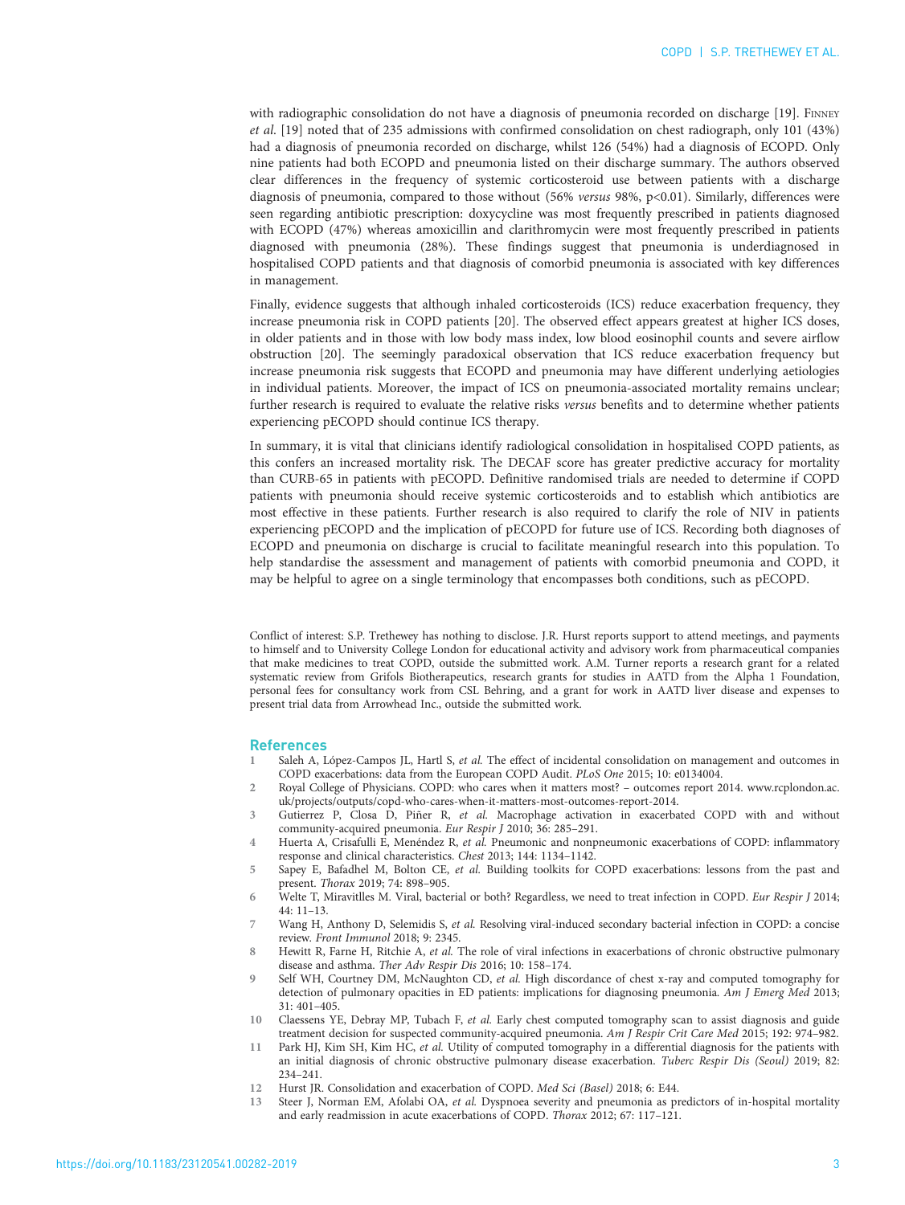with radiographic consolidation do not have a diagnosis of pneumonia recorded on discharge [19]. Finney *et al*. [19] noted that of 235 admissions with confirmed consolidation on chest radiograph, only 101 (43%) had a diagnosis of pneumonia recorded on discharge, whilst 126 (54%) had a diagnosis of ECOPD. Only nine patients had both ECOPD and pneumonia listed on their discharge summary. The authors observed clear differences in the frequency of systemic corticosteroid use between patients with a discharge diagnosis of pneumonia, compared to those without (56% *versus* 98%, $p<0.01$). Similarly, differences were seen regarding antibiotic prescription: doxycycline was most frequently prescribed in patients diagnosed with ECOPD (47%) whereas amoxicillin and clarithromycin were most frequently prescribed in patients diagnosed with pneumonia (28%). These findings suggest that pneumonia is underdiagnosed in hospitalised COPD patients and that diagnosis of comorbid pneumonia is associated with key differences in management.

Finally, evidence suggests that although inhaled corticosteroids (ICS) reduce exacerbation frequency, they increase pneumonia risk in COPD patients [20]. The observed effect appears greatest at higher ICS doses, in older patients and in those with low body mass index, low blood eosinophil counts and severe airflow obstruction [20]. The seemingly paradoxical observation that ICS reduce exacerbation frequency but increase pneumonia risk suggests that ECOPD and pneumonia may have different underlying aetiologies in individual patients. Moreover, the impact of ICS on pneumonia-associated mortality remains unclear; further research is required to evaluate the relative risks *versus* benefits and to determine whether patients experiencing pECOPD should continue ICS therapy.

In summary, it is vital that clinicians identify radiological consolidation in hospitalised COPD patients, as this confers an increased mortality risk. The DECAF score has greater predictive accuracy for mortality than CURB-65 in patients with pECOPD. Definitive randomised trials are needed to determine if COPD patients with pneumonia should receive systemic corticosteroids and to establish which antibiotics are most effective in these patients. Further research is also required to clarify the role of NIV in patients experiencing pECOPD and the implication of pECOPD for future use of ICS. Recording both diagnoses of ECOPD and pneumonia on discharge is crucial to facilitate meaningful research into this population. To help standardise the assessment and management of patients with comorbid pneumonia and COPD, it may be helpful to agree on a single terminology that encompasses both conditions, such as pECOPD.

Conflict of interest: S.P. Trethewey has nothing to disclose. J.R. Hurst reports support to attend meetings, and payments to himself and to University College London for educational activity and advisory work from pharmaceutical companies that make medicines to treat COPD, outside the submitted work. A.M. Turner reports a research grant for a related systematic review from Grifols Biotherapeutics, research grants for studies in AATD from the Alpha 1 Foundation, personal fees for consultancy work from CSL Behring, and a grant for work in AATD liver disease and expenses to present trial data from Arrowhead Inc., outside the submitted work.

## References

1. Saleh A, López-Campos JL, Hartl S, *et al*. The effect of incidental consolidation on management and outcomes in COPD exacerbations: data from the European COPD Audit. *PLoS One* 2015; 10: e0134004.
2. Royal College of Physicians. COPD: who cares when it matters most? – outcomes report 2014. www.rcplondon.ac.uk/projects/outputs/copd-who-cares-when-it-matters-most-outcomes-report-2014.
3. Gutierrez P, Closa D, Piñer R, *et al*. Macrophage activation in exacerbated COPD with and without community-acquired pneumonia. *Eur Respir J* 2010; 36: 285–291.
4. Huerta A, Crisafulli E, Menéndez R, *et al*. Pneumonic and nonpneumonic exacerbations of COPD: inflammatory response and clinical characteristics. *Chest* 2013; 144: 1134–1142.
5. Sapey E, Bafadhel M, Bolton CE, *et al*. Building toolkits for COPD exacerbations: lessons from the past and present. *Thorax* 2019; 74: 898–905.
6. Welte T, Miravitlles M. Viral, bacterial or both? Regardless, we need to treat infection in COPD. *Eur Respir J* 2014; 44: 11–13.
7. Wang H, Anthony D, Selemidis S, *et al*. Resolving viral-induced secondary bacterial infection in COPD: a concise review. *Front Immunol* 2018; 9: 2345.
8. Hewitt R, Farne H, Ritchie A, *et al*. The role of viral infections in exacerbations of chronic obstructive pulmonary disease and asthma. *Ther Adv Respir Dis* 2016; 10: 158–174.
9. Self WH, Courtney DM, McNaughton CD, *et al*. High discordance of chest x-ray and computed tomography for detection of pulmonary opacities in ED patients: implications for diagnosing pneumonia. *Am J Emerg Med* 2013; 31: 401–405.
10. Claessens YE, Debray MP, Tubach F, *et al*. Early chest computed tomography scan to assist diagnosis and guide treatment decision for suspected community-acquired pneumonia. *Am J Respir Crit Care Med* 2015; 192: 974–982.
11. Park HJ, Kim SH, Kim HC, *et al*. Utility of computed tomography in a differential diagnosis for the patients with an initial diagnosis of chronic obstructive pulmonary disease exacerbation. *Tuberc Respir Dis (Seoul)* 2019; 82: 234–241.
12. Hurst JR. Consolidation and exacerbation of COPD. *Med Sci (Basel)* 2018; 6: E44.
13. Steer J, Norman EM, Afolabi OA, *et al*. Dyspnoea severity and pneumonia as predictors of in-hospital mortality and early readmission in acute exacerbations of COPD. *Thorax* 2012; 67: 117–121.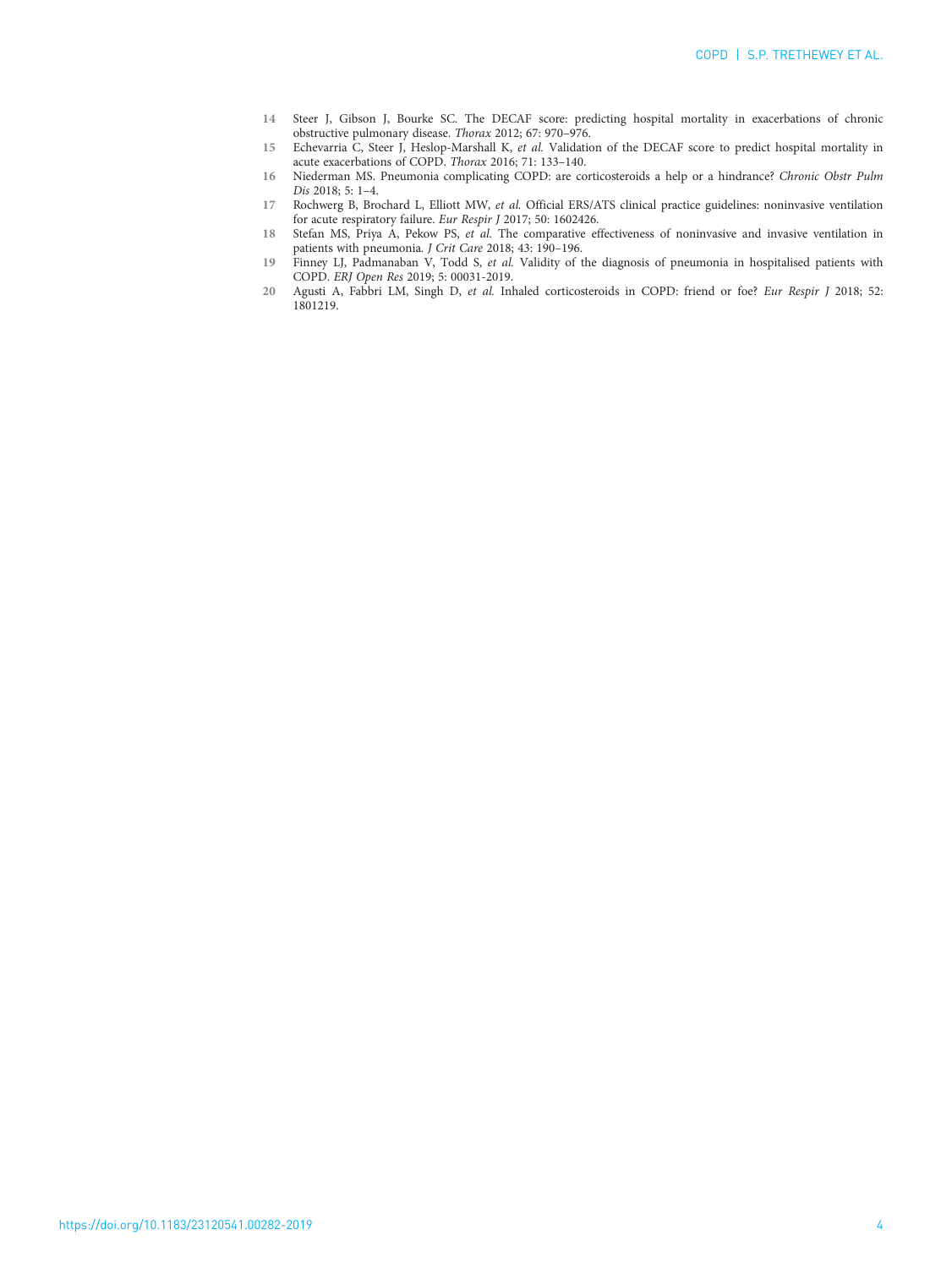14 Steer J, Gibson J, Bourke SC. The DECAF score: predicting hospital mortality in exacerbations of chronic obstructive pulmonary disease. *Thorax* 2012; 67: 970–976.

15 Echevarria C, Steer J, Heslop-Marshall K, *et al.* Validation of the DECAF score to predict hospital mortality in acute exacerbations of COPD. *Thorax* 2016; 71: 133–140.

16 Niederman MS. Pneumonia complicating COPD: are corticosteroids a help or a hindrance? *Chronic Obstr Pulm Dis* 2018; 5: 1–4.

17 Rochwerg B, Brochard L, Elliott MW, *et al.* Official ERS/ATS clinical practice guidelines: noninvasive ventilation for acute respiratory failure. *Eur Respir J* 2017; 50: 1602426.

18 Stefan MS, Priya A, Pekow PS, *et al.* The comparative effectiveness of noninvasive and invasive ventilation in patients with pneumonia. *J Crit Care* 2018; 43: 190–196.

19 Finney LJ, Padmanaban V, Todd S, *et al.* Validity of the diagnosis of pneumonia in hospitalised patients with COPD. *ERJ Open Res* 2019; 5: 00031-2019.

20 Agusti A, Fabbri LM, Singh D, *et al.* Inhaled corticosteroids in COPD: friend or foe? *Eur Respir J* 2018; 52: 1801219.